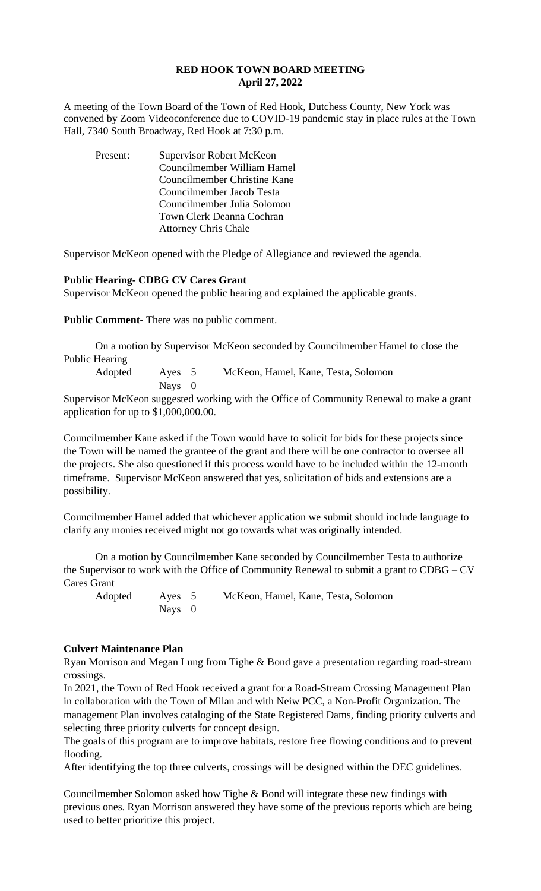# RED HOOK TOWN BOARD MEETING
## April 27, 2022

A meeting of the Town Board of the Town of Red Hook, Dutchess County, New York was convened by Zoom Videoconference due to COVID-19 pandemic stay in place rules at the Town Hall, 7340 South Broadway, Red Hook at 7:30 p.m.

Present: Supervisor Robert McKeon
Councilmember William Hamel
Councilmember Christine Kane
Councilmember Jacob Testa
Councilmember Julia Solomon
Town Clerk Deanna Cochran
Attorney Chris Chale

Supervisor McKeon opened with the Pledge of Allegiance and reviewed the agenda.

**Public Hearing- CDBG CV Cares Grant**

Supervisor McKeon opened the public hearing and explained the applicable grants.

**Public Comment-** There was no public comment.

On a motion by Supervisor McKeon seconded by Councilmember Hamel to close the Public Hearing

Adopted Ayes 5 McKeon, Hamel, Kane, Testa, Solomon
Nays 0

Supervisor McKeon suggested working with the Office of Community Renewal to make a grant application for up to $1,000,000.00.

Councilmember Kane asked if the Town would have to solicit for bids for these projects since the Town will be named the grantee of the grant and there will be one contractor to oversee all the projects. She also questioned if this process would have to be included within the 12-month timeframe. Supervisor McKeon answered that yes, solicitation of bids and extensions are a possibility.

Councilmember Hamel added that whichever application we submit should include language to clarify any monies received might not go towards what was originally intended.

On a motion by Councilmember Kane seconded by Councilmember Testa to authorize the Supervisor to work with the Office of Community Renewal to submit a grant to CDBG – CV Cares Grant

Adopted Ayes 5 McKeon, Hamel, Kane, Testa, Solomon
Nays 0

**Culvert Maintenance Plan**

Ryan Morrison and Megan Lung from Tighe & Bond gave a presentation regarding road-stream crossings.

In 2021, the Town of Red Hook received a grant for a Road-Stream Crossing Management Plan in collaboration with the Town of Milan and with Neiw PCC, a Non-Profit Organization. The management Plan involves cataloging of the State Registered Dams, finding priority culverts and selecting three priority culverts for concept design.

The goals of this program are to improve habitats, restore free flowing conditions and to prevent flooding.

After identifying the top three culverts, crossings will be designed within the DEC guidelines.

Councilmember Solomon asked how Tighe & Bond will integrate these new findings with previous ones. Ryan Morrison answered they have some of the previous reports which are being used to better prioritize this project.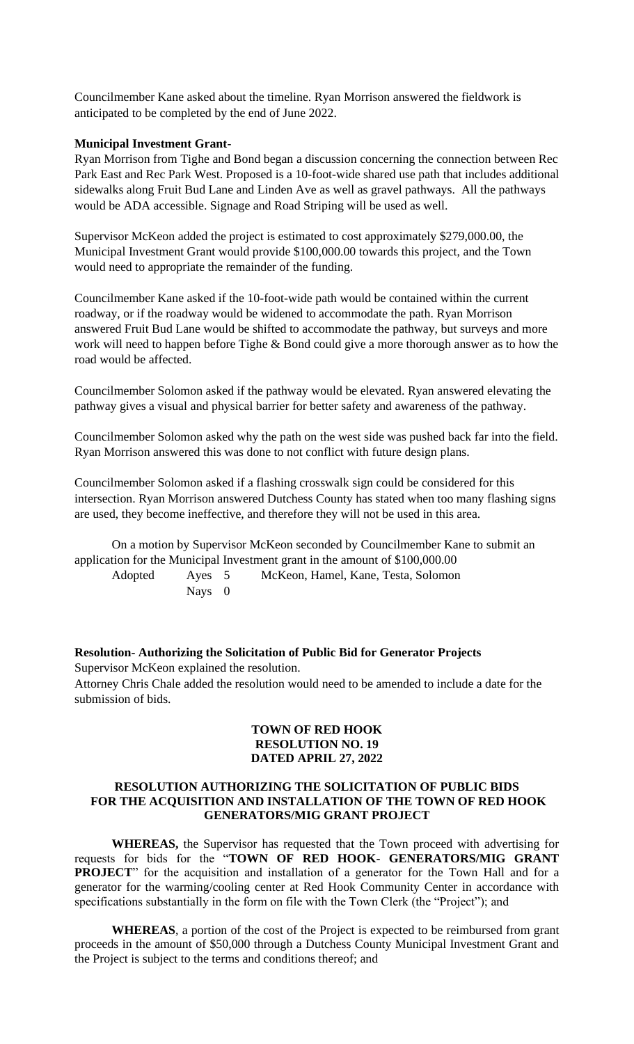Councilmember Kane asked about the timeline. Ryan Morrison answered the fieldwork is anticipated to be completed by the end of June 2022.

**Municipal Investment Grant-**

Ryan Morrison from Tighe and Bond began a discussion concerning the connection between Rec Park East and Rec Park West. Proposed is a 10-foot-wide shared use path that includes additional sidewalks along Fruit Bud Lane and Linden Ave as well as gravel pathways. All the pathways would be ADA accessible. Signage and Road Striping will be used as well.

Supervisor McKeon added the project is estimated to cost approximately $279,000.00, the Municipal Investment Grant would provide $100,000.00 towards this project, and the Town would need to appropriate the remainder of the funding.

Councilmember Kane asked if the 10-foot-wide path would be contained within the current roadway, or if the roadway would be widened to accommodate the path. Ryan Morrison answered Fruit Bud Lane would be shifted to accommodate the pathway, but surveys and more work will need to happen before Tighe & Bond could give a more thorough answer as to how the road would be affected.

Councilmember Solomon asked if the pathway would be elevated. Ryan answered elevating the pathway gives a visual and physical barrier for better safety and awareness of the pathway.

Councilmember Solomon asked why the path on the west side was pushed back far into the field. Ryan Morrison answered this was done to not conflict with future design plans.

Councilmember Solomon asked if a flashing crosswalk sign could be considered for this intersection. Ryan Morrison answered Dutchess County has stated when too many flashing signs are used, they become ineffective, and therefore they will not be used in this area.

On a motion by Supervisor McKeon seconded by Councilmember Kane to submit an application for the Municipal Investment grant in the amount of $100,000.00

Adopted Ayes 5 McKeon, Hamel, Kane, Testa, Solomon
Nays 0

**Resolution- Authorizing the Solicitation of Public Bid for Generator Projects**

Supervisor McKeon explained the resolution.

Attorney Chris Chale added the resolution would need to be amended to include a date for the submission of bids.

**TOWN OF RED HOOK**
**RESOLUTION NO. 19**
**DATED APRIL 27, 2022**

**RESOLUTION AUTHORIZING THE SOLICITATION OF PUBLIC BIDS FOR THE ACQUISITION AND INSTALLATION OF THE TOWN OF RED HOOK GENERATORS/MIG GRANT PROJECT**

**WHEREAS,** the Supervisor has requested that the Town proceed with advertising for requests for bids for the "**TOWN OF RED HOOK- GENERATORS/MIG GRANT PROJECT**" for the acquisition and installation of a generator for the Town Hall and for a generator for the warming/cooling center at Red Hook Community Center in accordance with specifications substantially in the form on file with the Town Clerk (the "Project"); and

**WHEREAS**, a portion of the cost of the Project is expected to be reimbursed from grant proceeds in the amount of $50,000 through a Dutchess County Municipal Investment Grant and the Project is subject to the terms and conditions thereof; and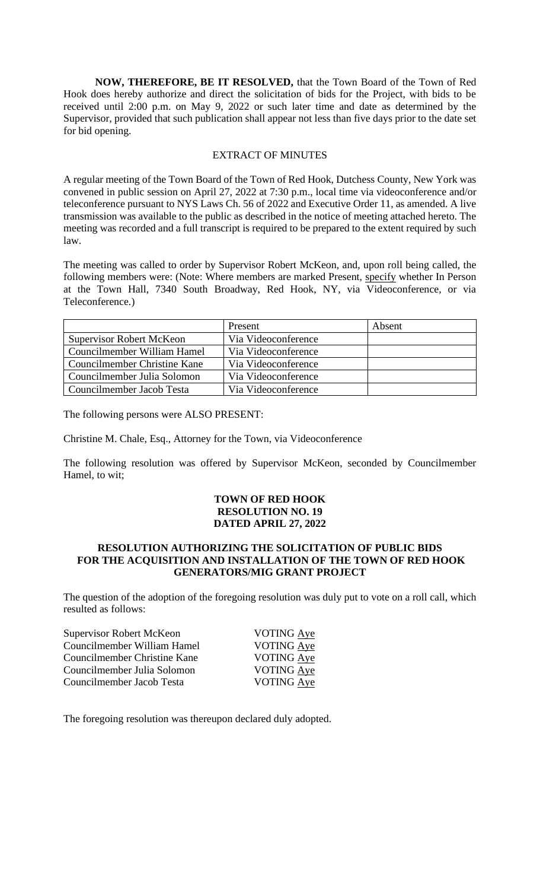**NOW, THEREFORE, BE IT RESOLVED,** that the Town Board of the Town of Red Hook does hereby authorize and direct the solicitation of bids for the Project, with bids to be received until 2:00 p.m. on May 9, 2022 or such later time and date as determined by the Supervisor, provided that such publication shall appear not less than five days prior to the date set for bid opening.

EXTRACT OF MINUTES

A regular meeting of the Town Board of the Town of Red Hook, Dutchess County, New York was convened in public session on April 27, 2022 at 7:30 p.m., local time via videoconference and/or teleconference pursuant to NYS Laws Ch. 56 of 2022 and Executive Order 11, as amended. A live transmission was available to the public as described in the notice of meeting attached hereto. The meeting was recorded and a full transcript is required to be prepared to the extent required by such law.

The meeting was called to order by Supervisor Robert McKeon, and, upon roll being called, the following members were: (Note: Where members are marked Present, specify whether In Person at the Town Hall, 7340 South Broadway, Red Hook, NY, via Videoconference, or via Teleconference.)

| | Present | Absent |
|---|---|---|
| Supervisor Robert McKeon | Via Videoconference | |
| Councilmember William Hamel | Via Videoconference | |
| Councilmember Christine Kane | Via Videoconference | |
| Councilmember Julia Solomon | Via Videoconference | |
| Councilmember Jacob Testa | Via Videoconference | |

The following persons were ALSO PRESENT:

Christine M. Chale, Esq., Attorney for the Town, via Videoconference

The following resolution was offered by Supervisor McKeon, seconded by Councilmember Hamel, to wit;

**TOWN OF RED HOOK**
**RESOLUTION NO. 19**
**DATED APRIL 27, 2022**

**RESOLUTION AUTHORIZING THE SOLICITATION OF PUBLIC BIDS FOR THE ACQUISITION AND INSTALLATION OF THE TOWN OF RED HOOK GENERATORS/MIG GRANT PROJECT**

The question of the adoption of the foregoing resolution was duly put to vote on a roll call, which resulted as follows:

Supervisor Robert McKeon VOTING Aye
Councilmember William Hamel VOTING Aye
Councilmember Christine Kane VOTING Aye
Councilmember Julia Solomon VOTING Aye
Councilmember Jacob Testa VOTING Aye

The foregoing resolution was thereupon declared duly adopted.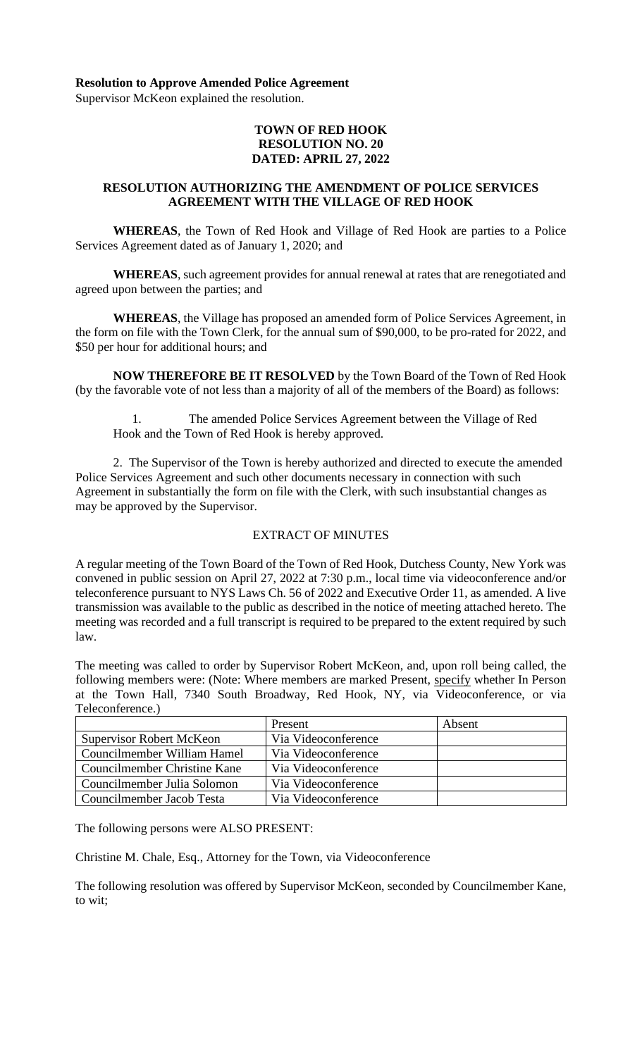**Resolution to Approve Amended Police Agreement**
Supervisor McKeon explained the resolution.

**TOWN OF RED HOOK**
**RESOLUTION NO. 20**
**DATED: APRIL 27, 2022**

**RESOLUTION AUTHORIZING THE AMENDMENT OF POLICE SERVICES AGREEMENT WITH THE VILLAGE OF RED HOOK**

**WHEREAS**, the Town of Red Hook and Village of Red Hook are parties to a Police Services Agreement dated as of January 1, 2020; and

**WHEREAS**, such agreement provides for annual renewal at rates that are renegotiated and agreed upon between the parties; and

**WHEREAS**, the Village has proposed an amended form of Police Services Agreement, in the form on file with the Town Clerk, for the annual sum of $90,000, to be pro-rated for 2022, and $50 per hour for additional hours; and

**NOW THEREFORE BE IT RESOLVED** by the Town Board of the Town of Red Hook (by the favorable vote of not less than a majority of all of the members of the Board) as follows:

1. The amended Police Services Agreement between the Village of Red Hook and the Town of Red Hook is hereby approved.

2. The Supervisor of the Town is hereby authorized and directed to execute the amended Police Services Agreement and such other documents necessary in connection with such Agreement in substantially the form on file with the Clerk, with such insubstantial changes as may be approved by the Supervisor.

EXTRACT OF MINUTES

A regular meeting of the Town Board of the Town of Red Hook, Dutchess County, New York was convened in public session on April 27, 2022 at 7:30 p.m., local time via videoconference and/or teleconference pursuant to NYS Laws Ch. 56 of 2022 and Executive Order 11, as amended. A live transmission was available to the public as described in the notice of meeting attached hereto. The meeting was recorded and a full transcript is required to be prepared to the extent required by such law.

The meeting was called to order by Supervisor Robert McKeon, and, upon roll being called, the following members were: (Note: Where members are marked Present, specify whether In Person at the Town Hall, 7340 South Broadway, Red Hook, NY, via Videoconference, or via Teleconference.)

| | Present | Absent |
|---|---|---|
| Supervisor Robert McKeon | Via Videoconference | |
| Councilmember William Hamel | Via Videoconference | |
| Councilmember Christine Kane | Via Videoconference | |
| Councilmember Julia Solomon | Via Videoconference | |
| Councilmember Jacob Testa | Via Videoconference | |

The following persons were ALSO PRESENT:

Christine M. Chale, Esq., Attorney for the Town, via Videoconference

The following resolution was offered by Supervisor McKeon, seconded by Councilmember Kane, to wit;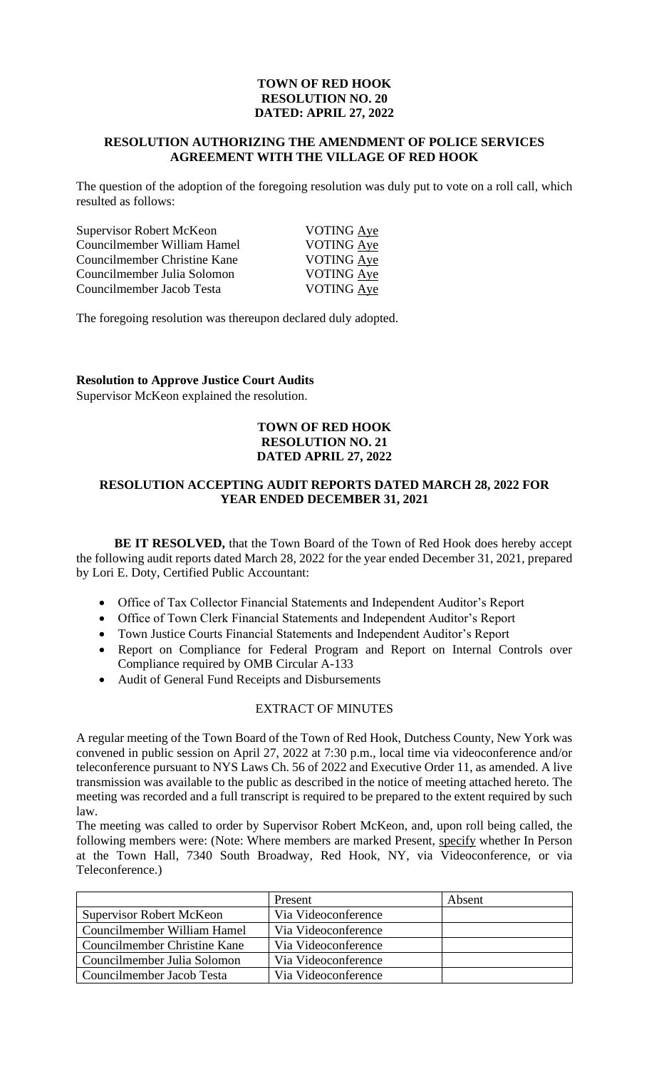**TOWN OF RED HOOK**
**RESOLUTION NO. 20**
**DATED: APRIL 27, 2022**

**RESOLUTION AUTHORIZING THE AMENDMENT OF POLICE SERVICES AGREEMENT WITH THE VILLAGE OF RED HOOK**

The question of the adoption of the foregoing resolution was duly put to vote on a roll call, which resulted as follows:

| | |
|---|---|
| Supervisor Robert McKeon | VOTING Aye |
| Councilmember William Hamel | VOTING Aye |
| Councilmember Christine Kane | VOTING Aye |
| Councilmember Julia Solomon | VOTING Aye |
| Councilmember Jacob Testa | VOTING Aye |

The foregoing resolution was thereupon declared duly adopted.

**Resolution to Approve Justice Court Audits**
Supervisor McKeon explained the resolution.

**TOWN OF RED HOOK**
**RESOLUTION NO. 21**
**DATED APRIL 27, 2022**

**RESOLUTION ACCEPTING AUDIT REPORTS DATED MARCH 28, 2022 FOR YEAR ENDED DECEMBER 31, 2021**

**BE IT RESOLVED,** that the Town Board of the Town of Red Hook does hereby accept the following audit reports dated March 28, 2022 for the year ended December 31, 2021, prepared by Lori E. Doty, Certified Public Accountant:

- Office of Tax Collector Financial Statements and Independent Auditor's Report
- Office of Town Clerk Financial Statements and Independent Auditor's Report
- Town Justice Courts Financial Statements and Independent Auditor's Report
- Report on Compliance for Federal Program and Report on Internal Controls over Compliance required by OMB Circular A-133
- Audit of General Fund Receipts and Disbursements

EXTRACT OF MINUTES

A regular meeting of the Town Board of the Town of Red Hook, Dutchess County, New York was convened in public session on April 27, 2022 at 7:30 p.m., local time via videoconference and/or teleconference pursuant to NYS Laws Ch. 56 of 2022 and Executive Order 11, as amended. A live transmission was available to the public as described in the notice of meeting attached hereto. The meeting was recorded and a full transcript is required to be prepared to the extent required by such law.

The meeting was called to order by Supervisor Robert McKeon, and, upon roll being called, the following members were: (Note: Where members are marked Present, specify whether In Person at the Town Hall, 7340 South Broadway, Red Hook, NY, via Videoconference, or via Teleconference.)

| | Present | Absent |
|---|---|---|
| Supervisor Robert McKeon | Via Videoconference | |
| Councilmember William Hamel | Via Videoconference | |
| Councilmember Christine Kane | Via Videoconference | |
| Councilmember Julia Solomon | Via Videoconference | |
| Councilmember Jacob Testa | Via Videoconference | |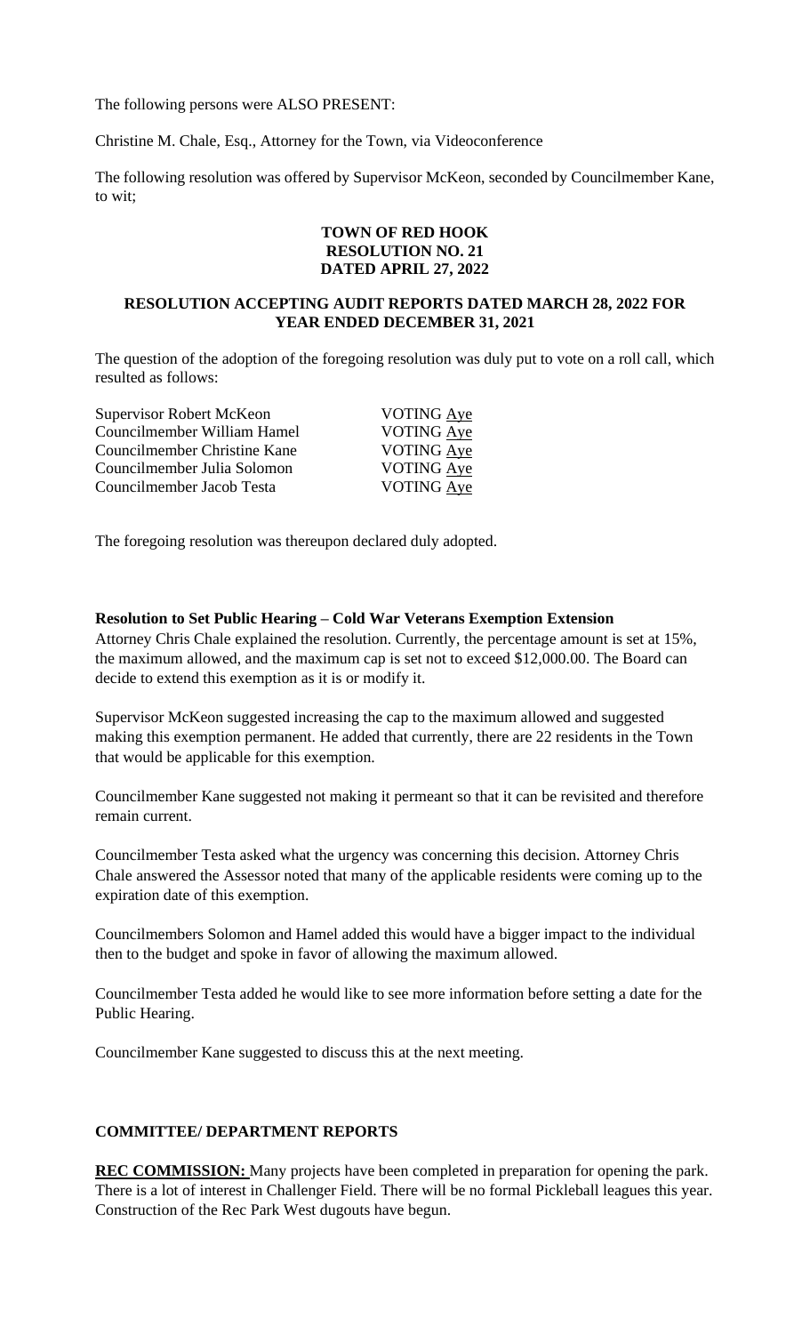The following persons were ALSO PRESENT:

Christine M. Chale, Esq., Attorney for the Town, via Videoconference

The following resolution was offered by Supervisor McKeon, seconded by Councilmember Kane, to wit;

**TOWN OF RED HOOK**
**RESOLUTION NO. 21**
**DATED APRIL 27, 2022**

**RESOLUTION ACCEPTING AUDIT REPORTS DATED MARCH 28, 2022 FOR YEAR ENDED DECEMBER 31, 2021**

The question of the adoption of the foregoing resolution was duly put to vote on a roll call, which resulted as follows:

| | |
|---|---|
| Supervisor Robert McKeon | VOTING Aye |
| Councilmember William Hamel | VOTING Aye |
| Councilmember Christine Kane | VOTING Aye |
| Councilmember Julia Solomon | VOTING Aye |
| Councilmember Jacob Testa | VOTING Aye |

The foregoing resolution was thereupon declared duly adopted.

**Resolution to Set Public Hearing – Cold War Veterans Exemption Extension**
Attorney Chris Chale explained the resolution. Currently, the percentage amount is set at 15%, the maximum allowed, and the maximum cap is set not to exceed $12,000.00. The Board can decide to extend this exemption as it is or modify it.

Supervisor McKeon suggested increasing the cap to the maximum allowed and suggested making this exemption permanent. He added that currently, there are 22 residents in the Town that would be applicable for this exemption.

Councilmember Kane suggested not making it permeant so that it can be revisited and therefore remain current.

Councilmember Testa asked what the urgency was concerning this decision. Attorney Chris Chale answered the Assessor noted that many of the applicable residents were coming up to the expiration date of this exemption.

Councilmembers Solomon and Hamel added this would have a bigger impact to the individual then to the budget and spoke in favor of allowing the maximum allowed.

Councilmember Testa added he would like to see more information before setting a date for the Public Hearing.

Councilmember Kane suggested to discuss this at the next meeting.

**COMMITTEE/ DEPARTMENT REPORTS**

**REC COMMISSION:** Many projects have been completed in preparation for opening the park. There is a lot of interest in Challenger Field. There will be no formal Pickleball leagues this year. Construction of the Rec Park West dugouts have begun.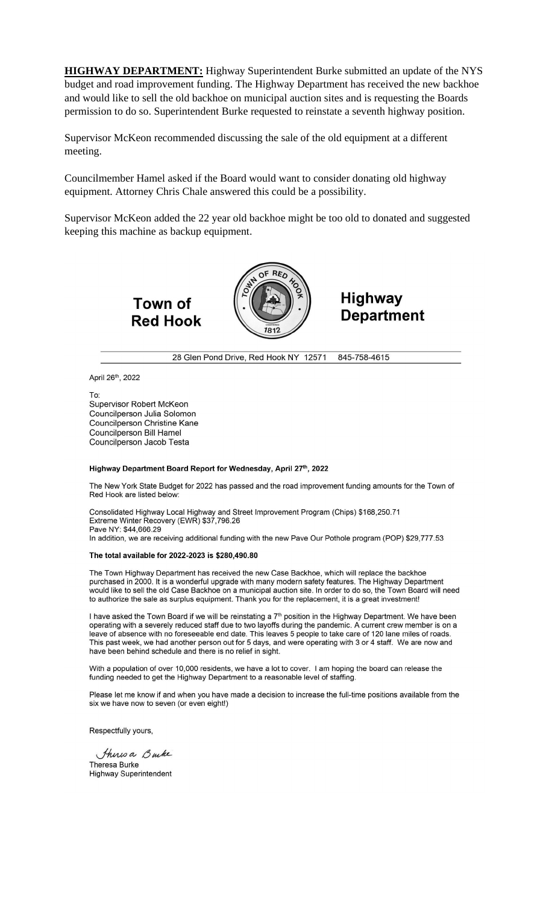**HIGHWAY DEPARTMENT:** Highway Superintendent Burke submitted an update of the NYS budget and road improvement funding. The Highway Department has received the new backhoe and would like to sell the old backhoe on municipal auction sites and is requesting the Boards permission to do so. Superintendent Burke requested to reinstate a seventh highway position.

Supervisor McKeon recommended discussing the sale of the old equipment at a different meeting.

Councilmember Hamel asked if the Board would want to consider donating old highway equipment. Attorney Chris Chale answered this could be a possibility.

Supervisor McKeon added the 22 year old backhoe might be too old to donated and suggested keeping this machine as backup equipment.

**Town of Red Hook** — **Highway Department**

28 Glen Pond Drive, Red Hook NY 12571 845-758-4615

April 26th, 2022

To:
Supervisor Robert McKeon
Councilperson Julia Solomon
Councilperson Christine Kane
Councilperson Bill Hamel
Councilperson Jacob Testa

**Highway Department Board Report for Wednesday, April 27th, 2022**

The New York State Budget for 2022 has passed and the road improvement funding amounts for the Town of Red Hook are listed below:

Consolidated Highway Local Highway and Street Improvement Program (Chips) $168,250.71
Extreme Winter Recovery (EWR) $37,796.26
Pave NY: $44,666.29
In addition, we are receiving additional funding with the new Pave Our Pothole program (POP) $29,777.53

**The total available for 2022-2023 is $280,490.80**

The Town Highway Department has received the new Case Backhoe, which will replace the backhoe purchased in 2000. It is a wonderful upgrade with many modern safety features. The Highway Department would like to sell the old Case Backhoe on a municipal auction site. In order to do so, the Town Board will need to authorize the sale as surplus equipment. Thank you for the replacement, it is a great investment!

I have asked the Town Board if we will be reinstating a 7th position in the Highway Department. We have been operating with a severely reduced staff due to two layoffs during the pandemic. A current crew member is on a leave of absence with no foreseeable end date. This leaves 5 people to take care of 120 lane miles of roads. This past week, we had another person out for 5 days, and were operating with 3 or 4 staff. We are now and have been behind schedule and there is no relief in sight.

With a population of over 10,000 residents, we have a lot to cover. I am hoping the board can release the funding needed to get the Highway Department to a reasonable level of staffing.

Please let me know if and when you have made a decision to increase the full-time positions available from the six we have now to seven (or even eight!)

Respectfully yours,

Theresa Burke
Theresa Burke
Highway Superintendent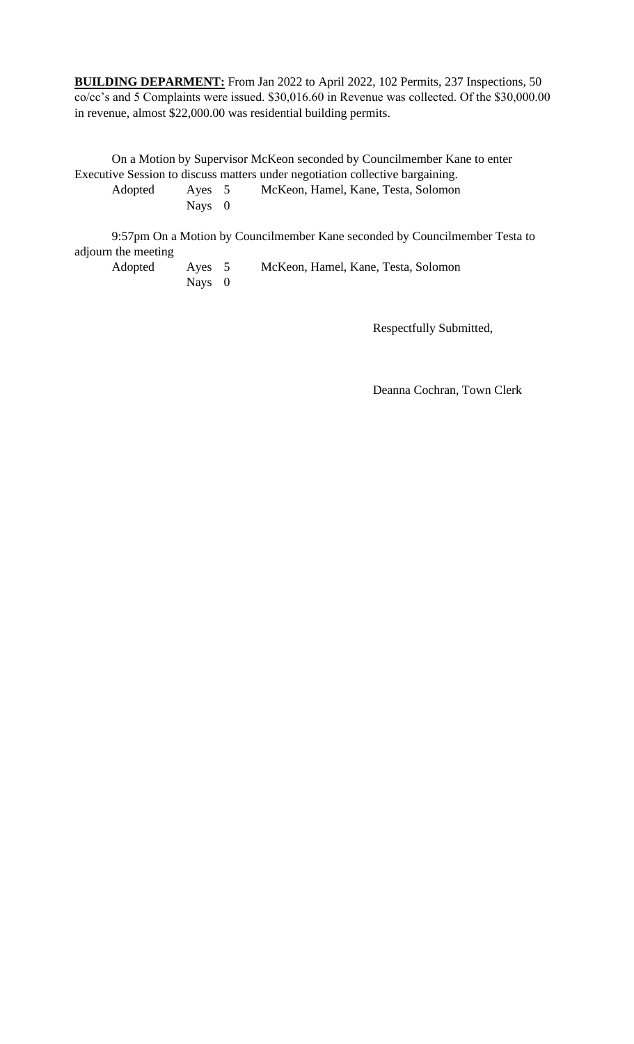**BUILDING DEPARMENT:** From Jan 2022 to April 2022, 102 Permits, 237 Inspections, 50 co/cc's and 5 Complaints were issued. $30,016.60 in Revenue was collected. Of the $30,000.00 in revenue, almost $22,000.00 was residential building permits.

On a Motion by Supervisor McKeon seconded by Councilmember Kane to enter Executive Session to discuss matters under negotiation collective bargaining.

| | | |
|---|---|---|
| Adopted | Ayes 5 | McKeon, Hamel, Kane, Testa, Solomon |
| | Nays 0 | |

9:57pm On a Motion by Councilmember Kane seconded by Councilmember Testa to adjourn the meeting

| | | |
|---|---|---|
| Adopted | Ayes 5 | McKeon, Hamel, Kane, Testa, Solomon |
| | Nays 0 | |

Respectfully Submitted,

Deanna Cochran, Town Clerk